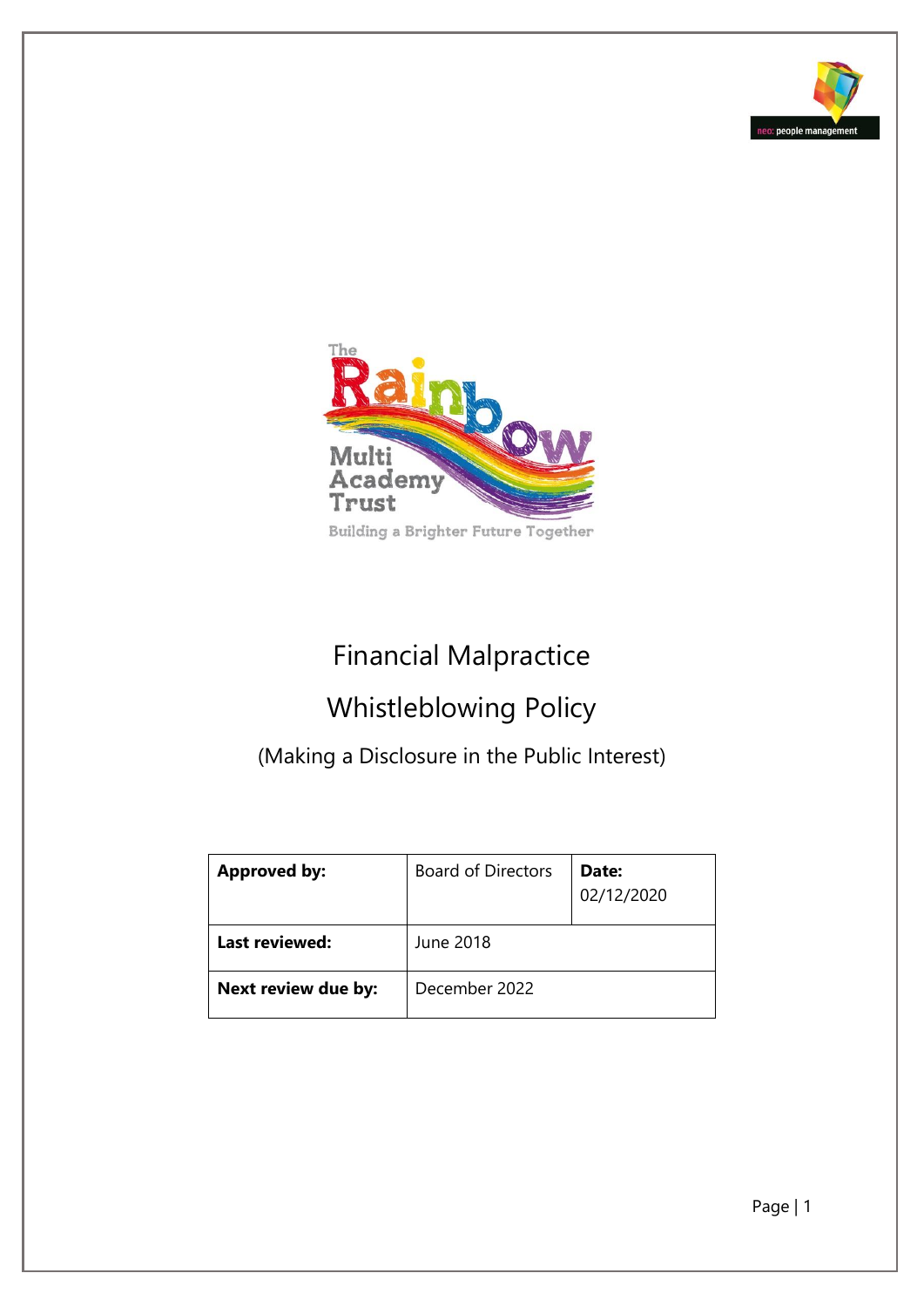# Financial Malpractice

# Whistleblowing Policy

(Making a Disclosure in the Public Interest)

| **Approved by:** | Board of Directors | **Date:** 02/12/2020 |
|---|---|---|
| **Last reviewed:** | June 2018 | |
| **Next review due by:** | December 2022 | |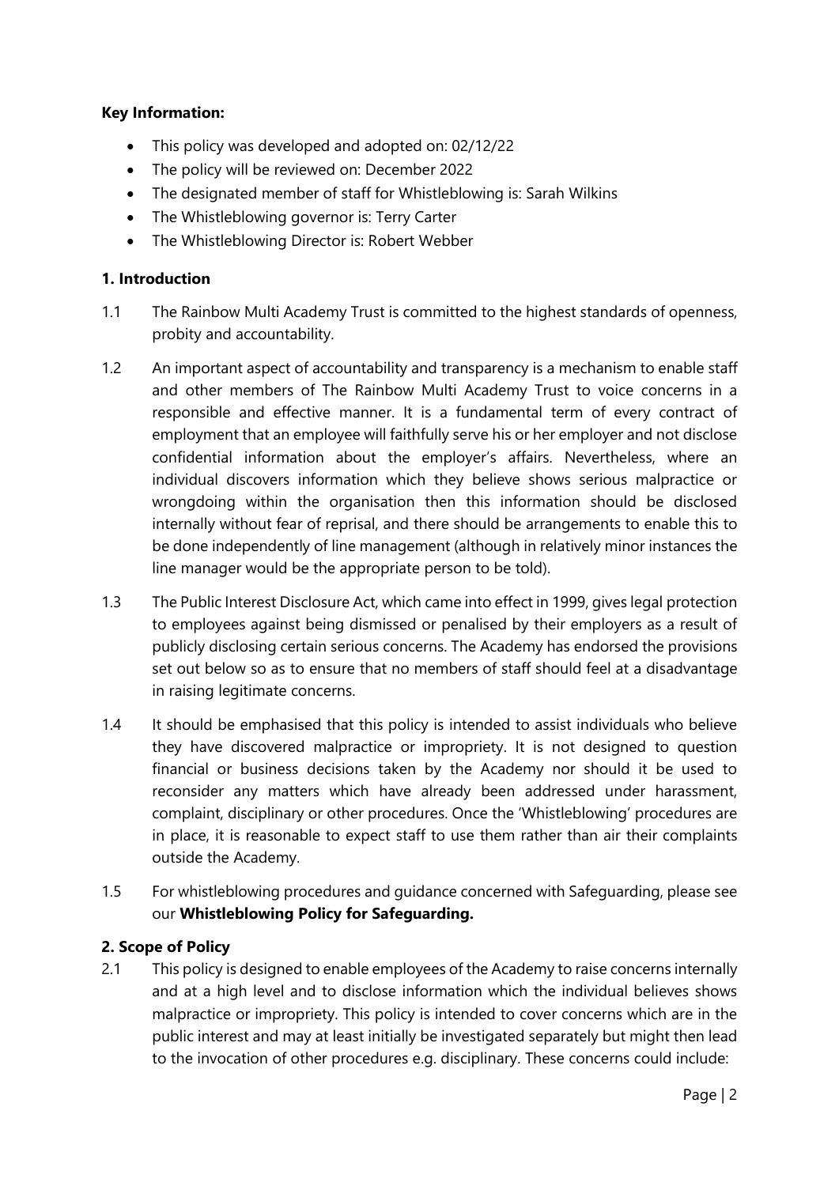**Key Information:**

- This policy was developed and adopted on: 02/12/22
- The policy will be reviewed on: December 2022
- The designated member of staff for Whistleblowing is: Sarah Wilkins
- The Whistleblowing governor is: Terry Carter
- The Whistleblowing Director is: Robert Webber

**1. Introduction**

1.1 The Rainbow Multi Academy Trust is committed to the highest standards of openness, probity and accountability.

1.2 An important aspect of accountability and transparency is a mechanism to enable staff and other members of The Rainbow Multi Academy Trust to voice concerns in a responsible and effective manner. It is a fundamental term of every contract of employment that an employee will faithfully serve his or her employer and not disclose confidential information about the employer's affairs. Nevertheless, where an individual discovers information which they believe shows serious malpractice or wrongdoing within the organisation then this information should be disclosed internally without fear of reprisal, and there should be arrangements to enable this to be done independently of line management (although in relatively minor instances the line manager would be the appropriate person to be told).

1.3 The Public Interest Disclosure Act, which came into effect in 1999, gives legal protection to employees against being dismissed or penalised by their employers as a result of publicly disclosing certain serious concerns. The Academy has endorsed the provisions set out below so as to ensure that no members of staff should feel at a disadvantage in raising legitimate concerns.

1.4 It should be emphasised that this policy is intended to assist individuals who believe they have discovered malpractice or impropriety. It is not designed to question financial or business decisions taken by the Academy nor should it be used to reconsider any matters which have already been addressed under harassment, complaint, disciplinary or other procedures. Once the 'Whistleblowing' procedures are in place, it is reasonable to expect staff to use them rather than air their complaints outside the Academy.

1.5 For whistleblowing procedures and guidance concerned with Safeguarding, please see our **Whistleblowing Policy for Safeguarding.**

**2. Scope of Policy**

2.1 This policy is designed to enable employees of the Academy to raise concerns internally and at a high level and to disclose information which the individual believes shows malpractice or impropriety. This policy is intended to cover concerns which are in the public interest and may at least initially be investigated separately but might then lead to the invocation of other procedures e.g. disciplinary. These concerns could include: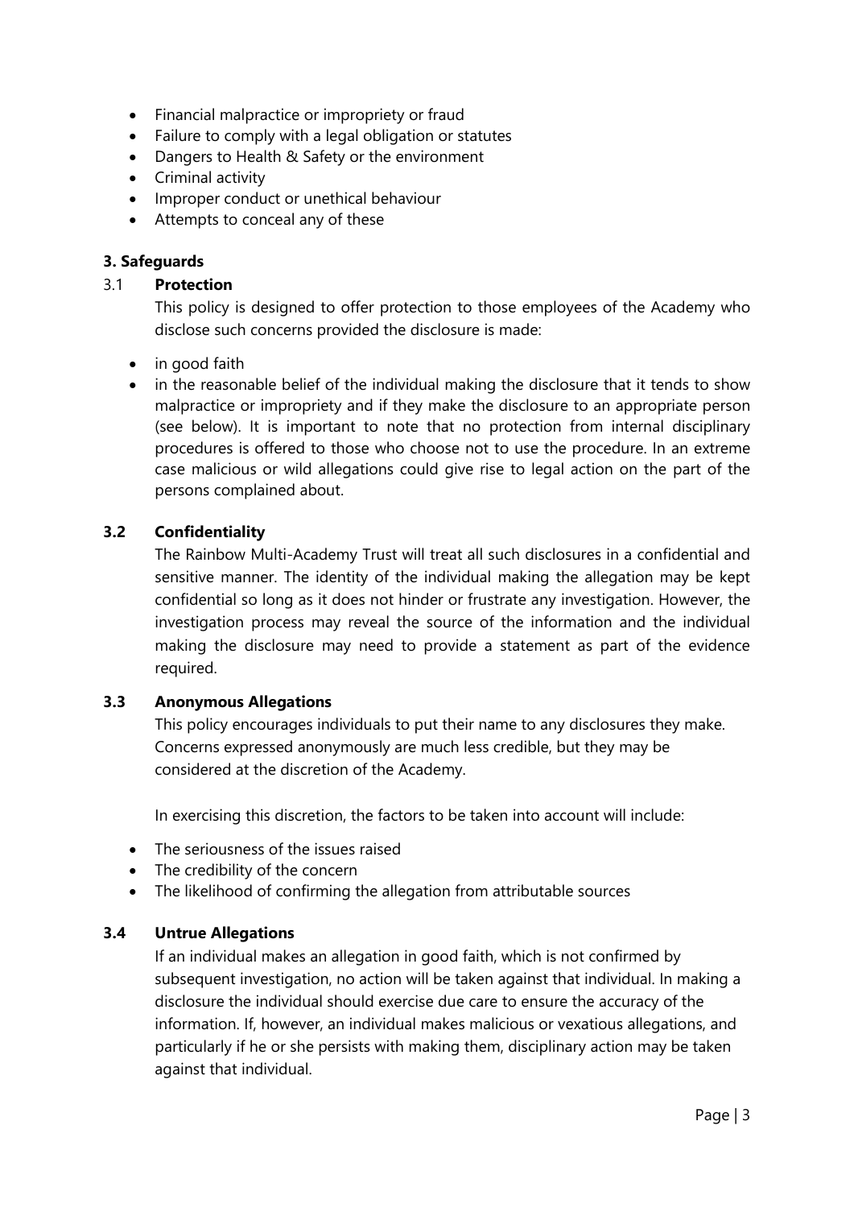- Financial malpractice or impropriety or fraud
- Failure to comply with a legal obligation or statutes
- Dangers to Health & Safety or the environment
- Criminal activity
- Improper conduct or unethical behaviour
- Attempts to conceal any of these

### 3. Safeguards

#### 3.1 Protection

This policy is designed to offer protection to those employees of the Academy who disclose such concerns provided the disclosure is made:

- in good faith
- in the reasonable belief of the individual making the disclosure that it tends to show malpractice or impropriety and if they make the disclosure to an appropriate person (see below). It is important to note that no protection from internal disciplinary procedures is offered to those who choose not to use the procedure. In an extreme case malicious or wild allegations could give rise to legal action on the part of the persons complained about.

#### 3.2 Confidentiality

The Rainbow Multi-Academy Trust will treat all such disclosures in a confidential and sensitive manner. The identity of the individual making the allegation may be kept confidential so long as it does not hinder or frustrate any investigation. However, the investigation process may reveal the source of the information and the individual making the disclosure may need to provide a statement as part of the evidence required.

#### 3.3 Anonymous Allegations

This policy encourages individuals to put their name to any disclosures they make. Concerns expressed anonymously are much less credible, but they may be considered at the discretion of the Academy.

In exercising this discretion, the factors to be taken into account will include:

- The seriousness of the issues raised
- The credibility of the concern
- The likelihood of confirming the allegation from attributable sources

#### 3.4 Untrue Allegations

If an individual makes an allegation in good faith, which is not confirmed by subsequent investigation, no action will be taken against that individual. In making a disclosure the individual should exercise due care to ensure the accuracy of the information. If, however, an individual makes malicious or vexatious allegations, and particularly if he or she persists with making them, disciplinary action may be taken against that individual.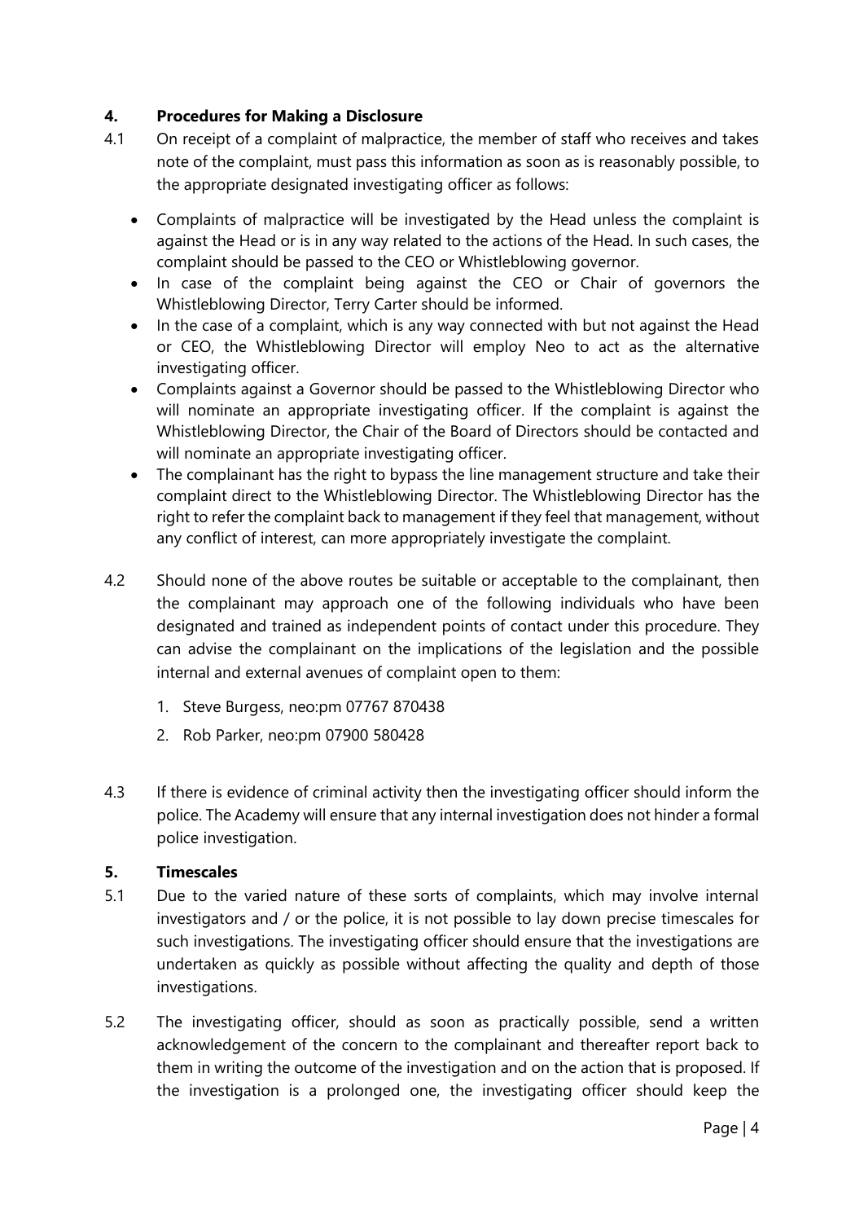## 4. Procedures for Making a Disclosure

4.1 On receipt of a complaint of malpractice, the member of staff who receives and takes note of the complaint, must pass this information as soon as is reasonably possible, to the appropriate designated investigating officer as follows:

- Complaints of malpractice will be investigated by the Head unless the complaint is against the Head or is in any way related to the actions of the Head. In such cases, the complaint should be passed to the CEO or Whistleblowing governor.
- In case of the complaint being against the CEO or Chair of governors the Whistleblowing Director, Terry Carter should be informed.
- In the case of a complaint, which is any way connected with but not against the Head or CEO, the Whistleblowing Director will employ Neo to act as the alternative investigating officer.
- Complaints against a Governor should be passed to the Whistleblowing Director who will nominate an appropriate investigating officer. If the complaint is against the Whistleblowing Director, the Chair of the Board of Directors should be contacted and will nominate an appropriate investigating officer.
- The complainant has the right to bypass the line management structure and take their complaint direct to the Whistleblowing Director. The Whistleblowing Director has the right to refer the complaint back to management if they feel that management, without any conflict of interest, can more appropriately investigate the complaint.

4.2 Should none of the above routes be suitable or acceptable to the complainant, then the complainant may approach one of the following individuals who have been designated and trained as independent points of contact under this procedure. They can advise the complainant on the implications of the legislation and the possible internal and external avenues of complaint open to them:

1. Steve Burgess, neo:pm 07767 870438
2. Rob Parker, neo:pm 07900 580428

4.3 If there is evidence of criminal activity then the investigating officer should inform the police. The Academy will ensure that any internal investigation does not hinder a formal police investigation.

## 5. Timescales

5.1 Due to the varied nature of these sorts of complaints, which may involve internal investigators and / or the police, it is not possible to lay down precise timescales for such investigations. The investigating officer should ensure that the investigations are undertaken as quickly as possible without affecting the quality and depth of those investigations.

5.2 The investigating officer, should as soon as practically possible, send a written acknowledgement of the concern to the complainant and thereafter report back to them in writing the outcome of the investigation and on the action that is proposed. If the investigation is a prolonged one, the investigating officer should keep the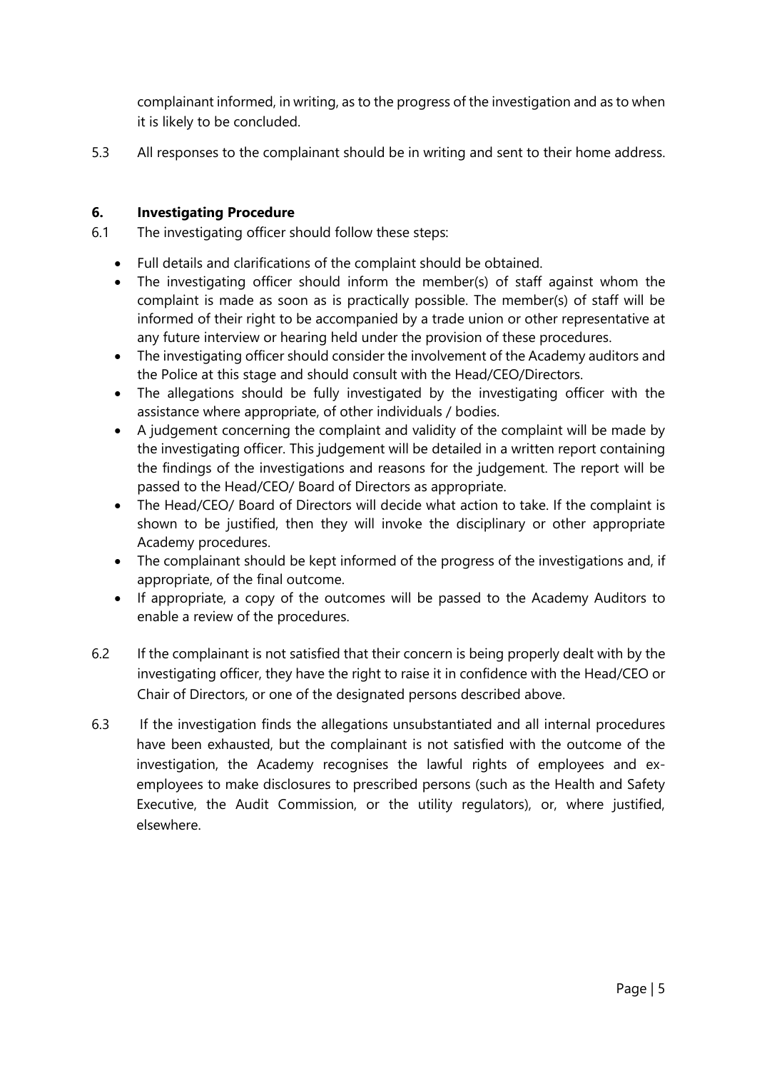complainant informed, in writing, as to the progress of the investigation and as to when it is likely to be concluded.

5.3 All responses to the complainant should be in writing and sent to their home address.

## 6. Investigating Procedure

6.1 The investigating officer should follow these steps:

- Full details and clarifications of the complaint should be obtained.
- The investigating officer should inform the member(s) of staff against whom the complaint is made as soon as is practically possible. The member(s) of staff will be informed of their right to be accompanied by a trade union or other representative at any future interview or hearing held under the provision of these procedures.
- The investigating officer should consider the involvement of the Academy auditors and the Police at this stage and should consult with the Head/CEO/Directors.
- The allegations should be fully investigated by the investigating officer with the assistance where appropriate, of other individuals / bodies.
- A judgement concerning the complaint and validity of the complaint will be made by the investigating officer. This judgement will be detailed in a written report containing the findings of the investigations and reasons for the judgement. The report will be passed to the Head/CEO/ Board of Directors as appropriate.
- The Head/CEO/ Board of Directors will decide what action to take. If the complaint is shown to be justified, then they will invoke the disciplinary or other appropriate Academy procedures.
- The complainant should be kept informed of the progress of the investigations and, if appropriate, of the final outcome.
- If appropriate, a copy of the outcomes will be passed to the Academy Auditors to enable a review of the procedures.

6.2 If the complainant is not satisfied that their concern is being properly dealt with by the investigating officer, they have the right to raise it in confidence with the Head/CEO or Chair of Directors, or one of the designated persons described above.

6.3 If the investigation finds the allegations unsubstantiated and all internal procedures have been exhausted, but the complainant is not satisfied with the outcome of the investigation, the Academy recognises the lawful rights of employees and ex-employees to make disclosures to prescribed persons (such as the Health and Safety Executive, the Audit Commission, or the utility regulators), or, where justified, elsewhere.